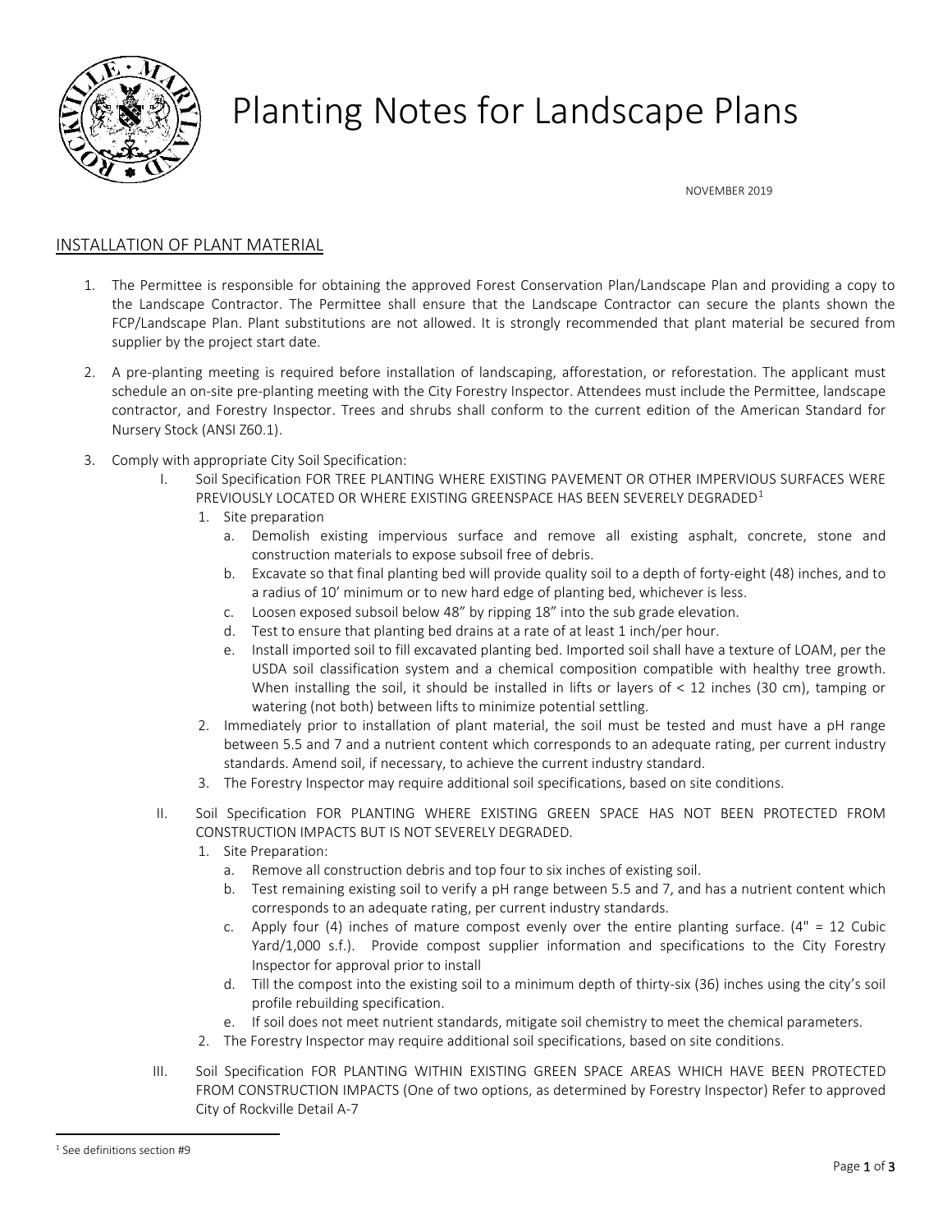# Planting Notes for Landscape Plans

NOVEMBER 2019

## INSTALLATION OF PLANT MATERIAL

1. The Permittee is responsible for obtaining the approved Forest Conservation Plan/Landscape Plan and providing a copy to the Landscape Contractor. The Permittee shall ensure that the Landscape Contractor can secure the plants shown the FCP/Landscape Plan. Plant substitutions are not allowed. It is strongly recommended that plant material be secured from supplier by the project start date.

2. A pre-planting meeting is required before installation of landscaping, afforestation, or reforestation. The applicant must schedule an on-site pre-planting meeting with the City Forestry Inspector. Attendees must include the Permittee, landscape contractor, and Forestry Inspector. Trees and shrubs shall conform to the current edition of the American Standard for Nursery Stock (ANSI Z60.1).

3. Comply with appropriate City Soil Specification:

   I. Soil Specification FOR TREE PLANTING WHERE EXISTING PAVEMENT OR OTHER IMPERVIOUS SURFACES WERE PREVIOUSLY LOCATED OR WHERE EXISTING GREENSPACE HAS BEEN SEVERELY DEGRADED[1]

      1. Site preparation
         a. Demolish existing impervious surface and remove all existing asphalt, concrete, stone and construction materials to expose subsoil free of debris.
         b. Excavate so that final planting bed will provide quality soil to a depth of forty-eight (48) inches, and to a radius of 10' minimum or to new hard edge of planting bed, whichever is less.
         c. Loosen exposed subsoil below 48" by ripping 18" into the sub grade elevation.
         d. Test to ensure that planting bed drains at a rate of at least 1 inch/per hour.
         e. Install imported soil to fill excavated planting bed. Imported soil shall have a texture of LOAM, per the USDA soil classification system and a chemical composition compatible with healthy tree growth. When installing the soil, it should be installed in lifts or layers of < 12 inches (30 cm), tamping or watering (not both) between lifts to minimize potential settling.
      2. Immediately prior to installation of plant material, the soil must be tested and must have a pH range between 5.5 and 7 and a nutrient content which corresponds to an adequate rating, per current industry standards. Amend soil, if necessary, to achieve the current industry standard.
      3. The Forestry Inspector may require additional soil specifications, based on site conditions.

   II. Soil Specification FOR PLANTING WHERE EXISTING GREEN SPACE HAS NOT BEEN PROTECTED FROM CONSTRUCTION IMPACTS BUT IS NOT SEVERELY DEGRADED.

      1. Site Preparation:
         a. Remove all construction debris and top four to six inches of existing soil.
         b. Test remaining existing soil to verify a pH range between 5.5 and 7, and has a nutrient content which corresponds to an adequate rating, per current industry standards.
         c. Apply four (4) inches of mature compost evenly over the entire planting surface. (4" = 12 Cubic Yard/1,000 s.f.). Provide compost supplier information and specifications to the City Forestry Inspector for approval prior to install
         d. Till the compost into the existing soil to a minimum depth of thirty-six (36) inches using the city's soil profile rebuilding specification.
         e. If soil does not meet nutrient standards, mitigate soil chemistry to meet the chemical parameters.
      2. The Forestry Inspector may require additional soil specifications, based on site conditions.

   III. Soil Specification FOR PLANTING WITHIN EXISTING GREEN SPACE AREAS WHICH HAVE BEEN PROTECTED FROM CONSTRUCTION IMPACTS (One of two options, as determined by Forestry Inspector) Refer to approved City of Rockville Detail A-7

---

[1] See definitions section #9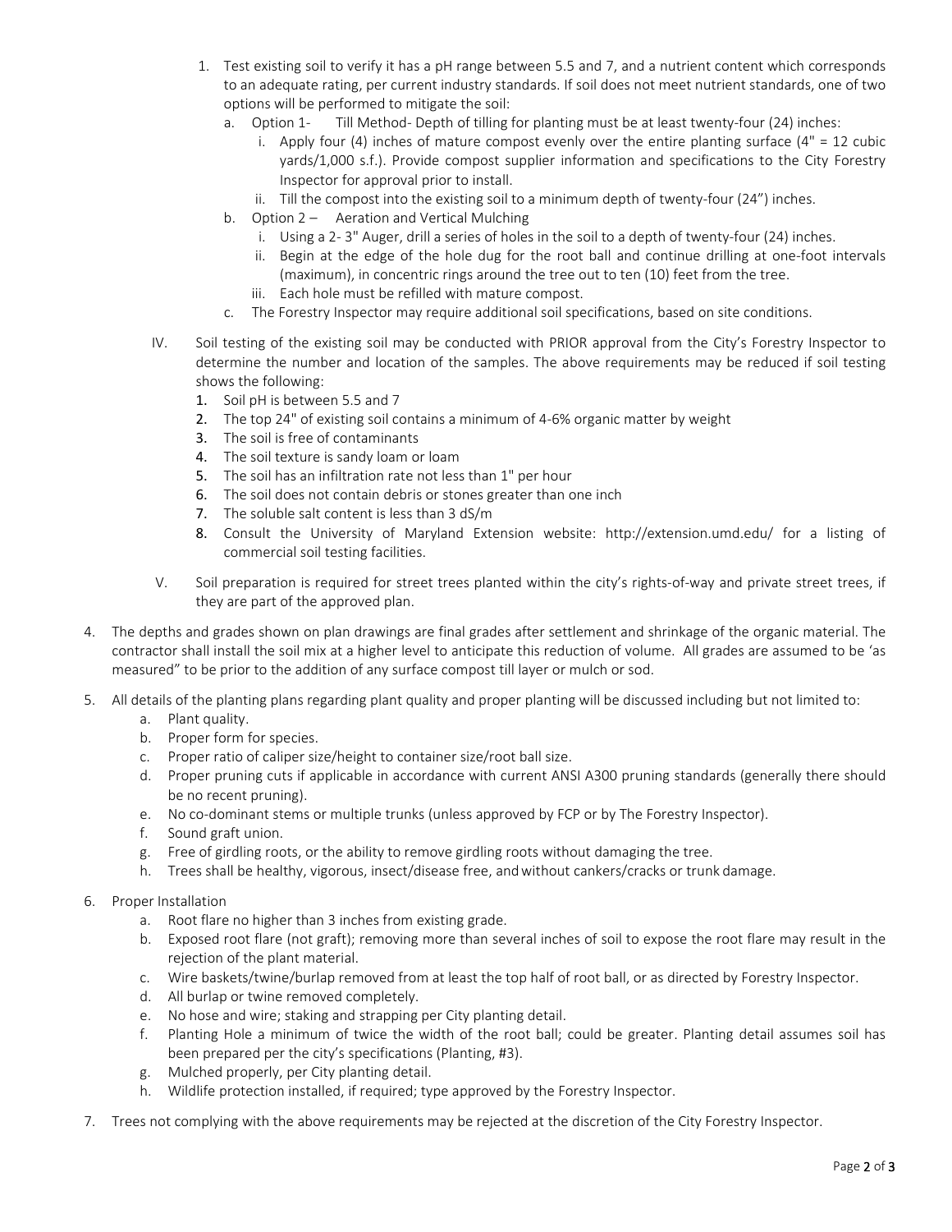1. Test existing soil to verify it has a pH range between 5.5 and 7, and a nutrient content which corresponds to an adequate rating, per current industry standards. If soil does not meet nutrient standards, one of two options will be performed to mitigate the soil:
   a. Option 1- Till Method- Depth of tilling for planting must be at least twenty-four (24) inches:
      i. Apply four (4) inches of mature compost evenly over the entire planting surface (4" = 12 cubic yards/1,000 s.f.). Provide compost supplier information and specifications to the City Forestry Inspector for approval prior to install.
      ii. Till the compost into the existing soil to a minimum depth of twenty-four (24") inches.
   b. Option 2 – Aeration and Vertical Mulching
      i. Using a 2- 3" Auger, drill a series of holes in the soil to a depth of twenty-four (24) inches.
      ii. Begin at the edge of the hole dug for the root ball and continue drilling at one-foot intervals (maximum), in concentric rings around the tree out to ten (10) feet from the tree.
      iii. Each hole must be refilled with mature compost.
   c. The Forestry Inspector may require additional soil specifications, based on site conditions.

IV. Soil testing of the existing soil may be conducted with PRIOR approval from the City's Forestry Inspector to determine the number and location of the samples. The above requirements may be reduced if soil testing shows the following:
   1. Soil pH is between 5.5 and 7
   2. The top 24" of existing soil contains a minimum of 4-6% organic matter by weight
   3. The soil is free of contaminants
   4. The soil texture is sandy loam or loam
   5. The soil has an infiltration rate not less than 1" per hour
   6. The soil does not contain debris or stones greater than one inch
   7. The soluble salt content is less than 3 dS/m
   8. Consult the University of Maryland Extension website: http://extension.umd.edu/ for a listing of commercial soil testing facilities.

V. Soil preparation is required for street trees planted within the city's rights-of-way and private street trees, if they are part of the approved plan.

4. The depths and grades shown on plan drawings are final grades after settlement and shrinkage of the organic material. The contractor shall install the soil mix at a higher level to anticipate this reduction of volume. All grades are assumed to be 'as measured" to be prior to the addition of any surface compost till layer or mulch or sod.

5. All details of the planting plans regarding plant quality and proper planting will be discussed including but not limited to:
   a. Plant quality.
   b. Proper form for species.
   c. Proper ratio of caliper size/height to container size/root ball size.
   d. Proper pruning cuts if applicable in accordance with current ANSI A300 pruning standards (generally there should be no recent pruning).
   e. No co-dominant stems or multiple trunks (unless approved by FCP or by The Forestry Inspector).
   f. Sound graft union.
   g. Free of girdling roots, or the ability to remove girdling roots without damaging the tree.
   h. Trees shall be healthy, vigorous, insect/disease free, and without cankers/cracks or trunk damage.

6. Proper Installation
   a. Root flare no higher than 3 inches from existing grade.
   b. Exposed root flare (not graft); removing more than several inches of soil to expose the root flare may result in the rejection of the plant material.
   c. Wire baskets/twine/burlap removed from at least the top half of root ball, or as directed by Forestry Inspector.
   d. All burlap or twine removed completely.
   e. No hose and wire; staking and strapping per City planting detail.
   f. Planting Hole a minimum of twice the width of the root ball; could be greater. Planting detail assumes soil has been prepared per the city's specifications (Planting, #3).
   g. Mulched properly, per City planting detail.
   h. Wildlife protection installed, if required; type approved by the Forestry Inspector.

7. Trees not complying with the above requirements may be rejected at the discretion of the City Forestry Inspector.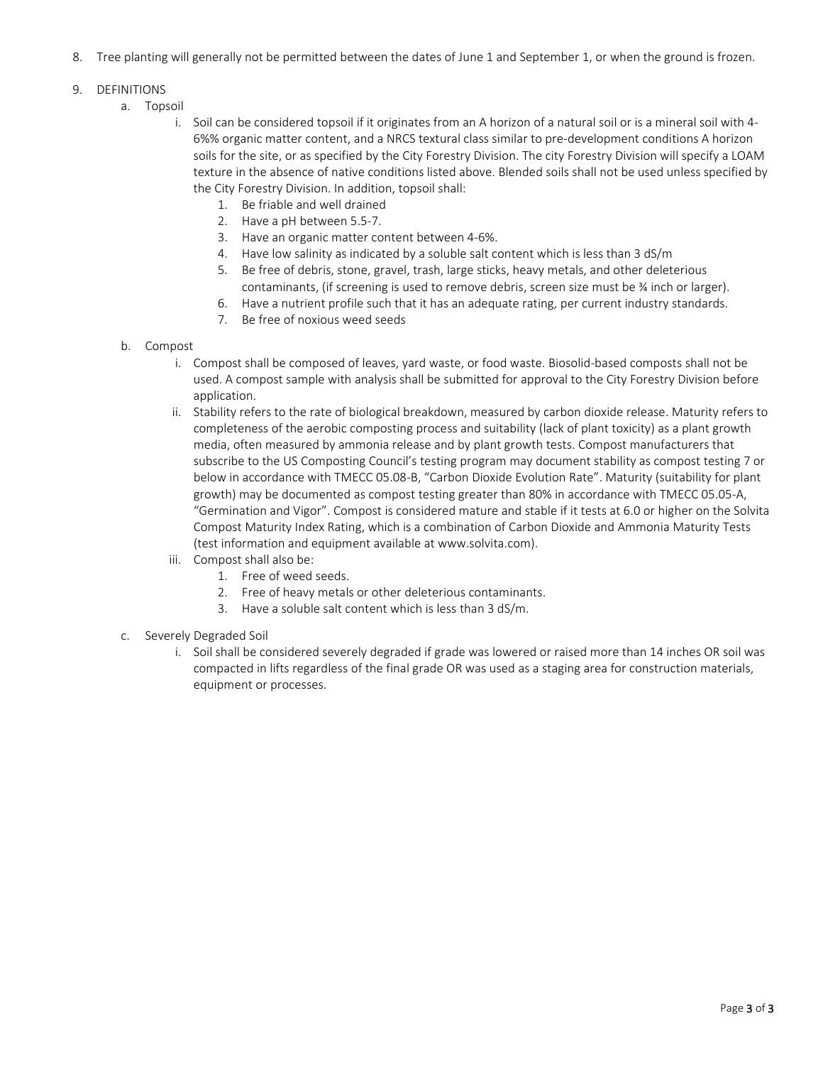8. Tree planting will generally not be permitted between the dates of June 1 and September 1, or when the ground is frozen.

9. DEFINITIONS
   a. Topsoil
      i. Soil can be considered topsoil if it originates from an A horizon of a natural soil or is a mineral soil with 4-6%% organic matter content, and a NRCS textural class similar to pre-development conditions A horizon soils for the site, or as specified by the City Forestry Division. The city Forestry Division will specify a LOAM texture in the absence of native conditions listed above. Blended soils shall not be used unless specified by the City Forestry Division. In addition, topsoil shall:
         1. Be friable and well drained
         2. Have a pH between 5.5-7.
         3. Have an organic matter content between 4-6%.
         4. Have low salinity as indicated by a soluble salt content which is less than 3 dS/m
         5. Be free of debris, stone, gravel, trash, large sticks, heavy metals, and other deleterious contaminants, (if screening is used to remove debris, screen size must be ¾ inch or larger).
         6. Have a nutrient profile such that it has an adequate rating, per current industry standards.
         7. Be free of noxious weed seeds

   b. Compost
      i. Compost shall be composed of leaves, yard waste, or food waste. Biosolid-based composts shall not be used. A compost sample with analysis shall be submitted for approval to the City Forestry Division before application.
      ii. Stability refers to the rate of biological breakdown, measured by carbon dioxide release. Maturity refers to completeness of the aerobic composting process and suitability (lack of plant toxicity) as a plant growth media, often measured by ammonia release and by plant growth tests. Compost manufacturers that subscribe to the US Composting Council's testing program may document stability as compost testing 7 or below in accordance with TMECC 05.08-B, "Carbon Dioxide Evolution Rate". Maturity (suitability for plant growth) may be documented as compost testing greater than 80% in accordance with TMECC 05.05-A, "Germination and Vigor". Compost is considered mature and stable if it tests at 6.0 or higher on the Solvita Compost Maturity Index Rating, which is a combination of Carbon Dioxide and Ammonia Maturity Tests (test information and equipment available at www.solvita.com).
      iii. Compost shall also be:
         1. Free of weed seeds.
         2. Free of heavy metals or other deleterious contaminants.
         3. Have a soluble salt content which is less than 3 dS/m.

   c. Severely Degraded Soil
      i. Soil shall be considered severely degraded if grade was lowered or raised more than 14 inches OR soil was compacted in lifts regardless of the final grade OR was used as a staging area for construction materials, equipment or processes.